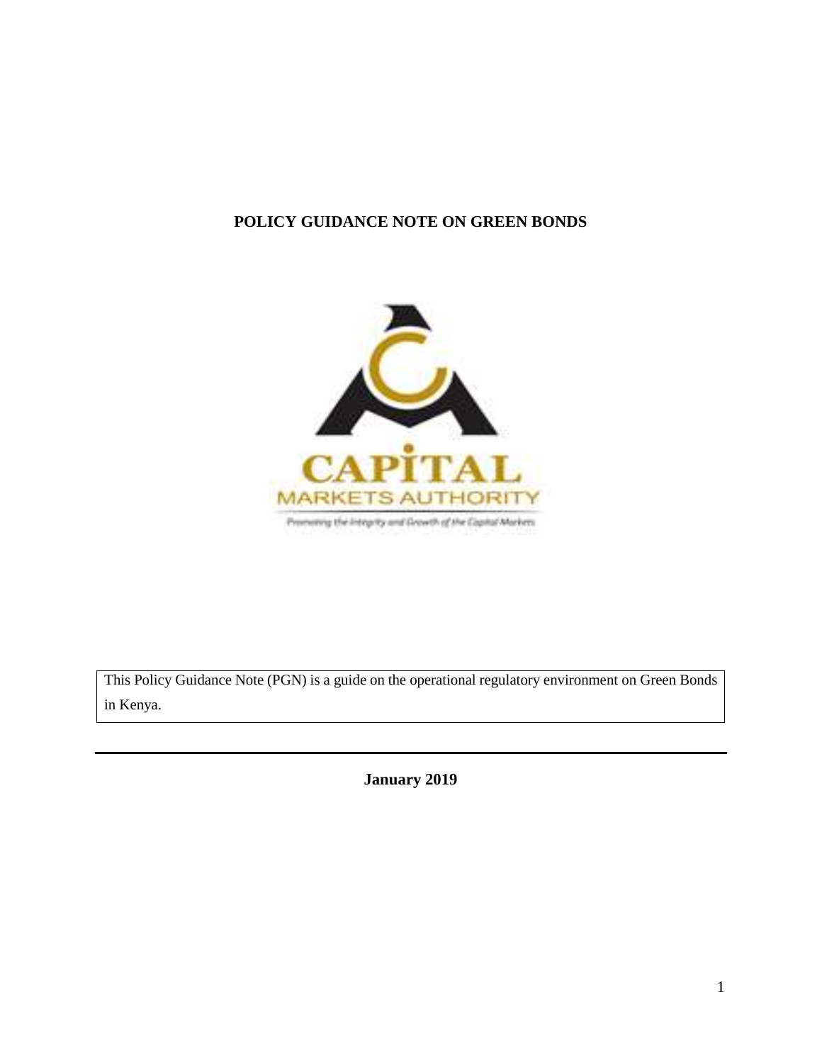# POLICY GUIDANCE NOTE ON GREEN BONDS

CAPITAL MARKETS AUTHORITY

Promoting the Integrity and Growth of the Capital Markets

This Policy Guidance Note (PGN) is a guide on the operational regulatory environment on Green Bonds in Kenya.

---

**January 2019**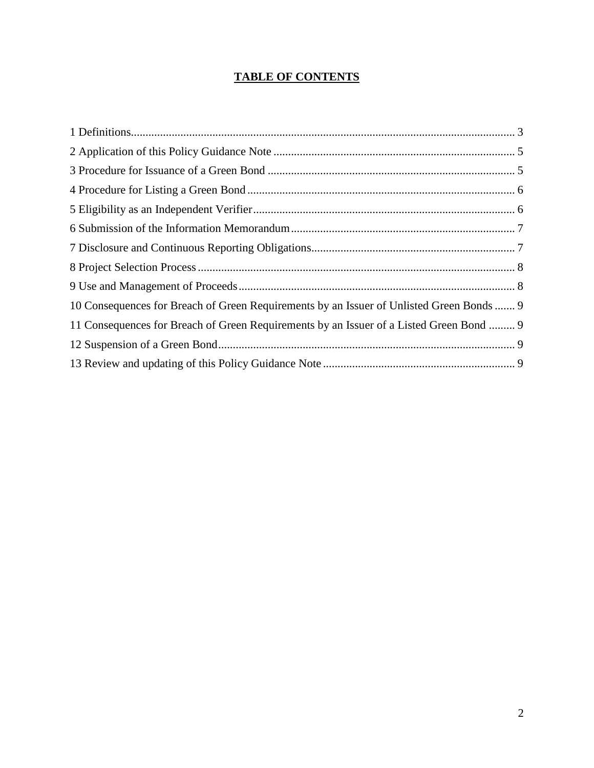**TABLE OF CONTENTS**

1 Definitions ........ 3
2 Application of this Policy Guidance Note ........ 5
3 Procedure for Issuance of a Green Bond ........ 5
4 Procedure for Listing a Green Bond ........ 6
5 Eligibility as an Independent Verifier ........ 6
6 Submission of the Information Memorandum ........ 7
7 Disclosure and Continuous Reporting Obligations ........ 7
8 Project Selection Process ........ 8
9 Use and Management of Proceeds ........ 8
10 Consequences for Breach of Green Requirements by an Issuer of Unlisted Green Bonds ........ 9
11 Consequences for Breach of Green Requirements by an Issuer of a Listed Green Bond ........ 9
12 Suspension of a Green Bond ........ 9
13 Review and updating of this Policy Guidance Note ........ 9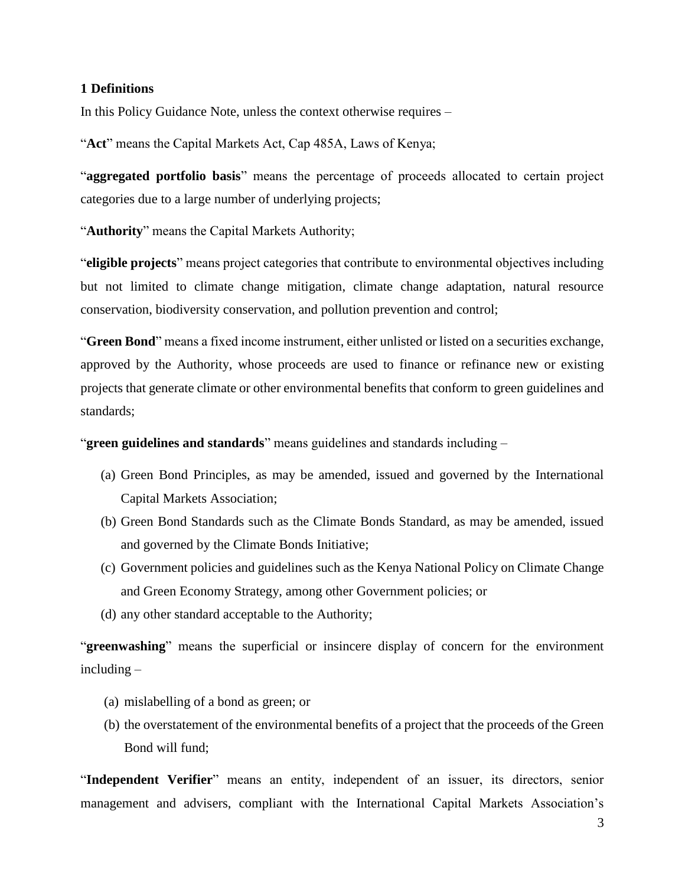## 1 Definitions

In this Policy Guidance Note, unless the context otherwise requires –

"**Act**" means the Capital Markets Act, Cap 485A, Laws of Kenya;

"**aggregated portfolio basis**" means the percentage of proceeds allocated to certain project categories due to a large number of underlying projects;

"**Authority**" means the Capital Markets Authority;

"**eligible projects**" means project categories that contribute to environmental objectives including but not limited to climate change mitigation, climate change adaptation, natural resource conservation, biodiversity conservation, and pollution prevention and control;

"**Green Bond**" means a fixed income instrument, either unlisted or listed on a securities exchange, approved by the Authority, whose proceeds are used to finance or refinance new or existing projects that generate climate or other environmental benefits that conform to green guidelines and standards;

"**green guidelines and standards**" means guidelines and standards including –

(a) Green Bond Principles, as may be amended, issued and governed by the International Capital Markets Association;

(b) Green Bond Standards such as the Climate Bonds Standard, as may be amended, issued and governed by the Climate Bonds Initiative;

(c) Government policies and guidelines such as the Kenya National Policy on Climate Change and Green Economy Strategy, among other Government policies; or

(d) any other standard acceptable to the Authority;

"**greenwashing**" means the superficial or insincere display of concern for the environment including –

(a) mislabelling of a bond as green; or

(b) the overstatement of the environmental benefits of a project that the proceeds of the Green Bond will fund;

"**Independent Verifier**" means an entity, independent of an issuer, its directors, senior management and advisers, compliant with the International Capital Markets Association's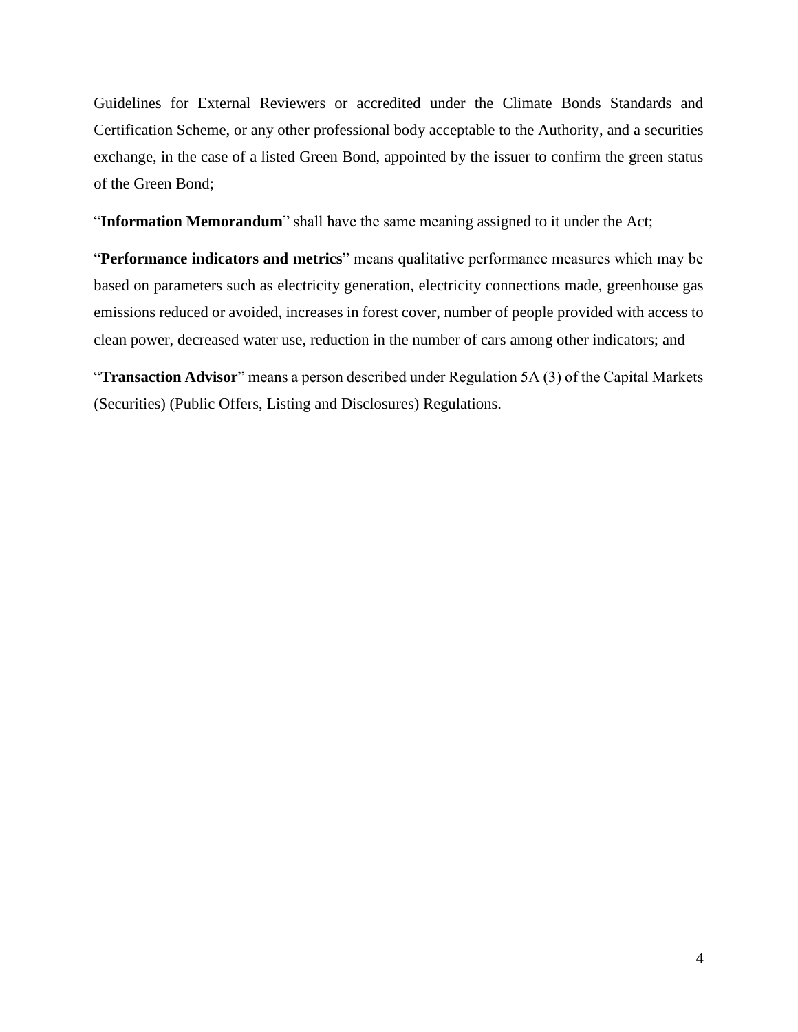Guidelines for External Reviewers or accredited under the Climate Bonds Standards and Certification Scheme, or any other professional body acceptable to the Authority, and a securities exchange, in the case of a listed Green Bond, appointed by the issuer to confirm the green status of the Green Bond;

"**Information Memorandum**" shall have the same meaning assigned to it under the Act;

"**Performance indicators and metrics**" means qualitative performance measures which may be based on parameters such as electricity generation, electricity connections made, greenhouse gas emissions reduced or avoided, increases in forest cover, number of people provided with access to clean power, decreased water use, reduction in the number of cars among other indicators; and

"**Transaction Advisor**" means a person described under Regulation 5A (3) of the Capital Markets (Securities) (Public Offers, Listing and Disclosures) Regulations.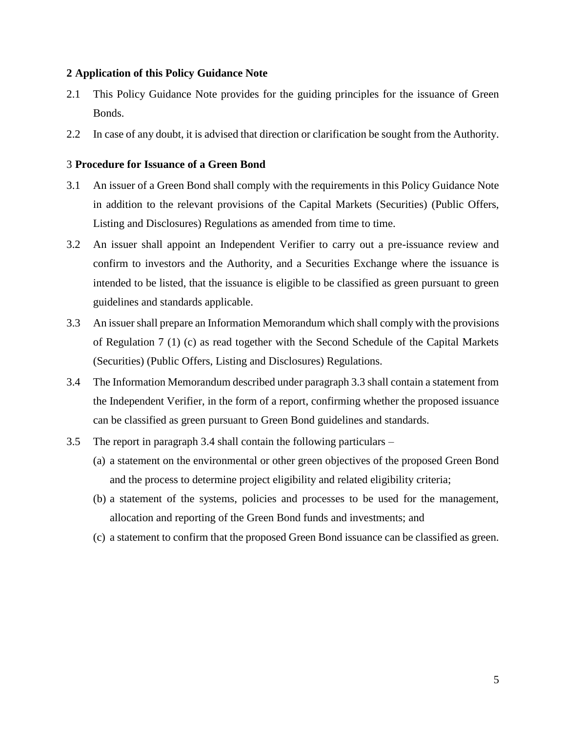## 2 Application of this Policy Guidance Note

2.1 This Policy Guidance Note provides for the guiding principles for the issuance of Green Bonds.

2.2 In case of any doubt, it is advised that direction or clarification be sought from the Authority.

## 3 Procedure for Issuance of a Green Bond

3.1 An issuer of a Green Bond shall comply with the requirements in this Policy Guidance Note in addition to the relevant provisions of the Capital Markets (Securities) (Public Offers, Listing and Disclosures) Regulations as amended from time to time.

3.2 An issuer shall appoint an Independent Verifier to carry out a pre-issuance review and confirm to investors and the Authority, and a Securities Exchange where the issuance is intended to be listed, that the issuance is eligible to be classified as green pursuant to green guidelines and standards applicable.

3.3 An issuer shall prepare an Information Memorandum which shall comply with the provisions of Regulation 7 (1) (c) as read together with the Second Schedule of the Capital Markets (Securities) (Public Offers, Listing and Disclosures) Regulations.

3.4 The Information Memorandum described under paragraph 3.3 shall contain a statement from the Independent Verifier, in the form of a report, confirming whether the proposed issuance can be classified as green pursuant to Green Bond guidelines and standards.

3.5 The report in paragraph 3.4 shall contain the following particulars –

(a) a statement on the environmental or other green objectives of the proposed Green Bond and the process to determine project eligibility and related eligibility criteria;

(b) a statement of the systems, policies and processes to be used for the management, allocation and reporting of the Green Bond funds and investments; and

(c) a statement to confirm that the proposed Green Bond issuance can be classified as green.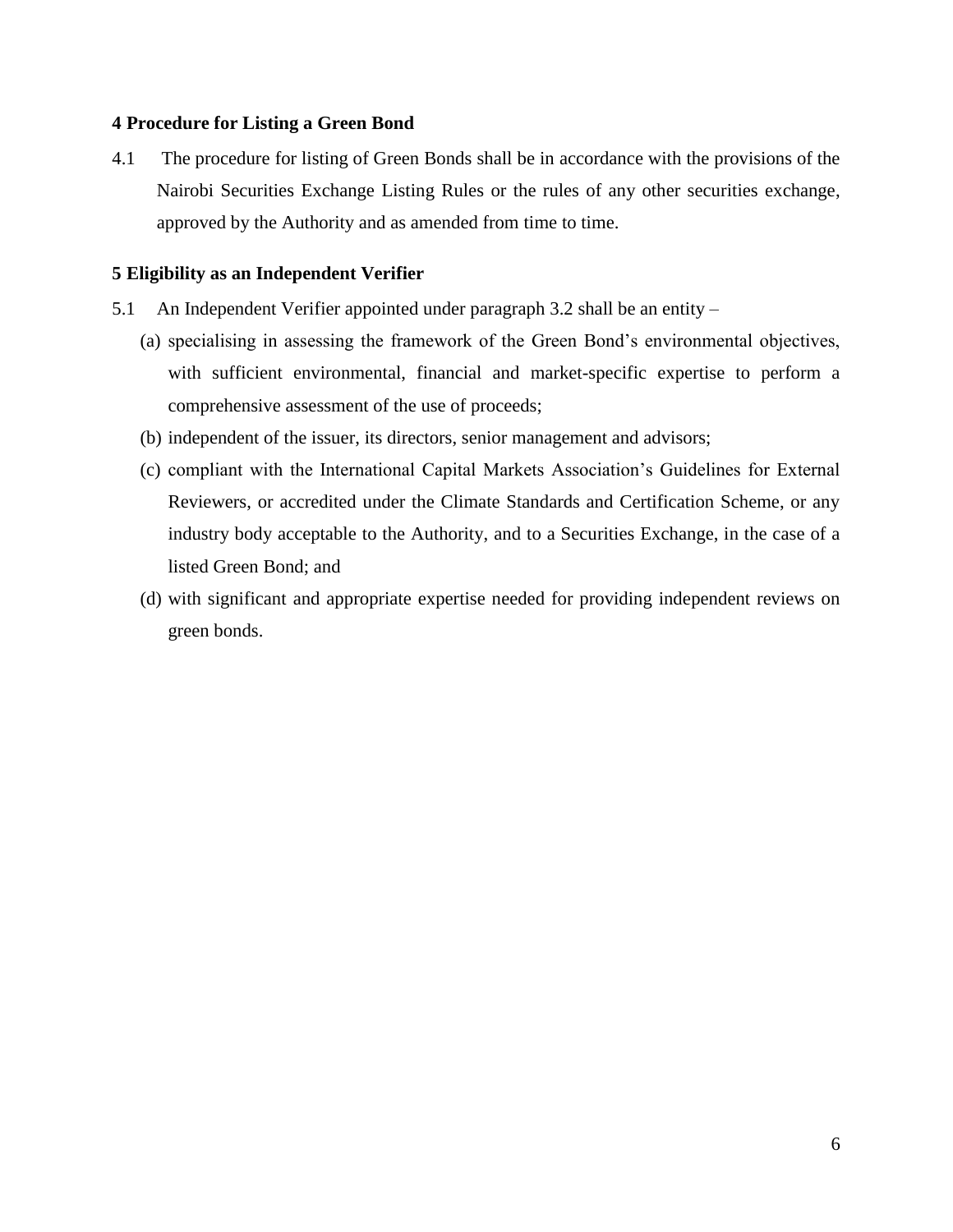## 4 Procedure for Listing a Green Bond

4.1 The procedure for listing of Green Bonds shall be in accordance with the provisions of the Nairobi Securities Exchange Listing Rules or the rules of any other securities exchange, approved by the Authority and as amended from time to time.

## 5 Eligibility as an Independent Verifier

5.1 An Independent Verifier appointed under paragraph 3.2 shall be an entity –

(a) specialising in assessing the framework of the Green Bond's environmental objectives, with sufficient environmental, financial and market-specific expertise to perform a comprehensive assessment of the use of proceeds;

(b) independent of the issuer, its directors, senior management and advisors;

(c) compliant with the International Capital Markets Association's Guidelines for External Reviewers, or accredited under the Climate Standards and Certification Scheme, or any industry body acceptable to the Authority, and to a Securities Exchange, in the case of a listed Green Bond; and

(d) with significant and appropriate expertise needed for providing independent reviews on green bonds.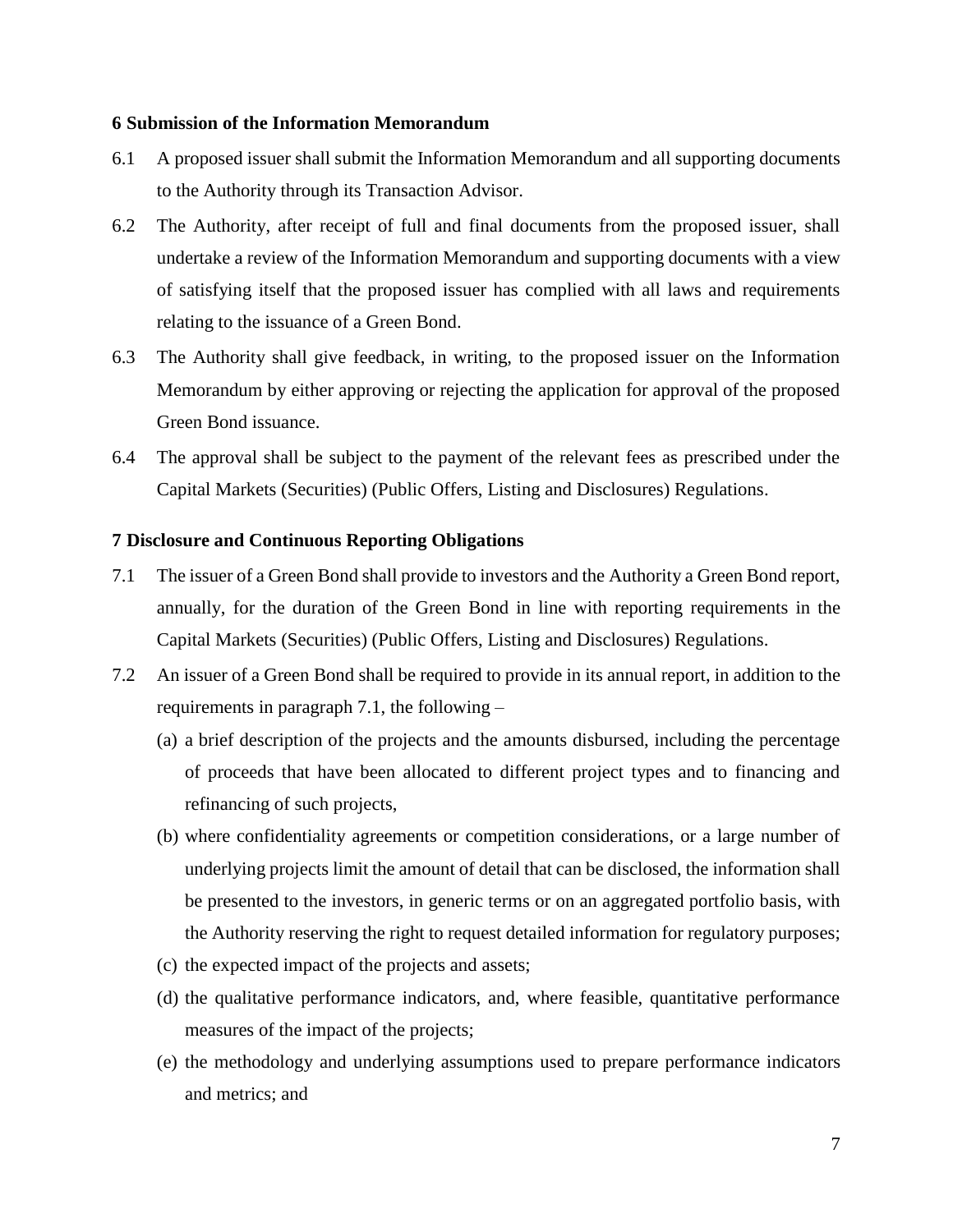## 6 Submission of the Information Memorandum

6.1 A proposed issuer shall submit the Information Memorandum and all supporting documents to the Authority through its Transaction Advisor.

6.2 The Authority, after receipt of full and final documents from the proposed issuer, shall undertake a review of the Information Memorandum and supporting documents with a view of satisfying itself that the proposed issuer has complied with all laws and requirements relating to the issuance of a Green Bond.

6.3 The Authority shall give feedback, in writing, to the proposed issuer on the Information Memorandum by either approving or rejecting the application for approval of the proposed Green Bond issuance.

6.4 The approval shall be subject to the payment of the relevant fees as prescribed under the Capital Markets (Securities) (Public Offers, Listing and Disclosures) Regulations.

## 7 Disclosure and Continuous Reporting Obligations

7.1 The issuer of a Green Bond shall provide to investors and the Authority a Green Bond report, annually, for the duration of the Green Bond in line with reporting requirements in the Capital Markets (Securities) (Public Offers, Listing and Disclosures) Regulations.

7.2 An issuer of a Green Bond shall be required to provide in its annual report, in addition to the requirements in paragraph 7.1, the following –

(a) a brief description of the projects and the amounts disbursed, including the percentage of proceeds that have been allocated to different project types and to financing and refinancing of such projects,

(b) where confidentiality agreements or competition considerations, or a large number of underlying projects limit the amount of detail that can be disclosed, the information shall be presented to the investors, in generic terms or on an aggregated portfolio basis, with the Authority reserving the right to request detailed information for regulatory purposes;

(c) the expected impact of the projects and assets;

(d) the qualitative performance indicators, and, where feasible, quantitative performance measures of the impact of the projects;

(e) the methodology and underlying assumptions used to prepare performance indicators and metrics; and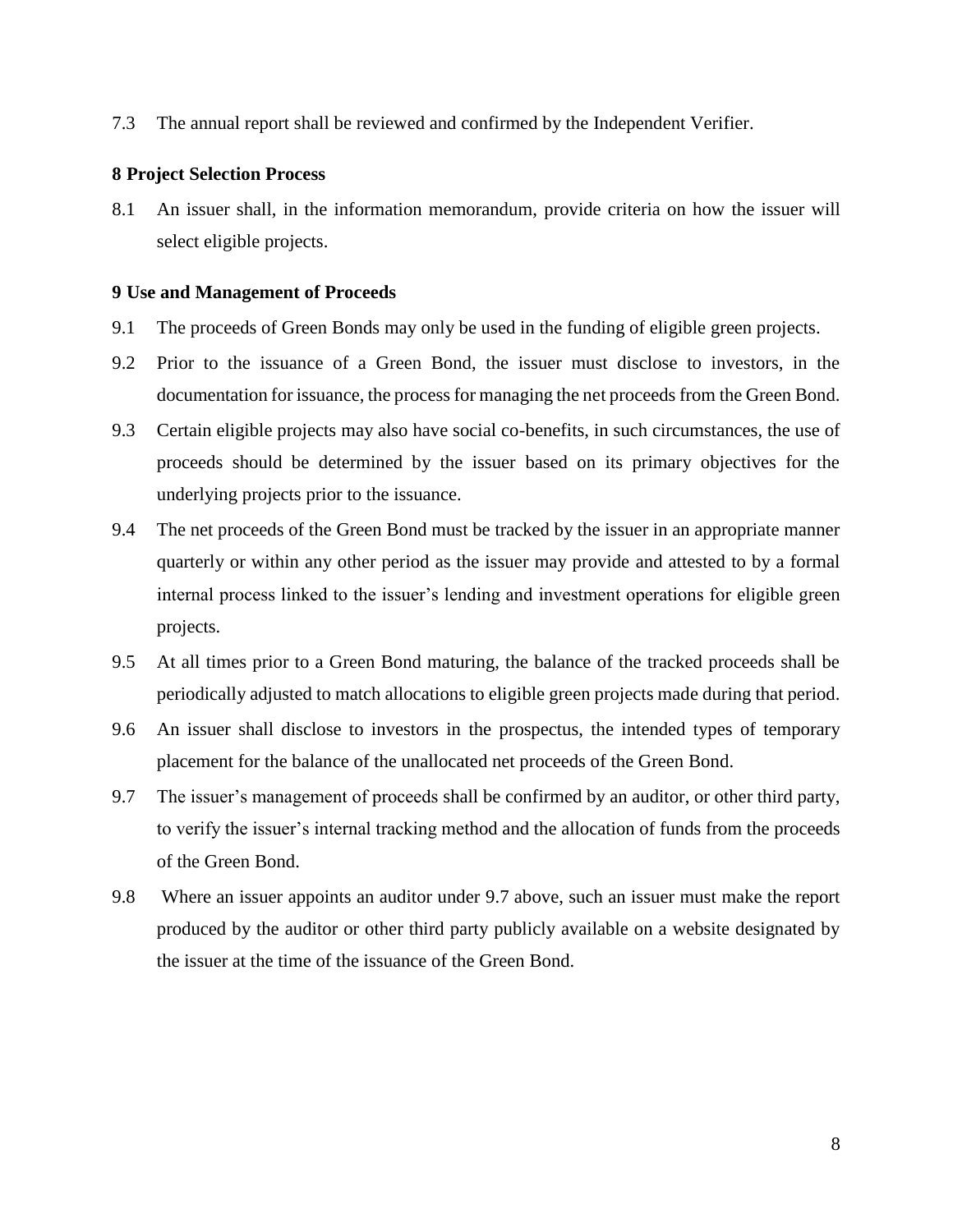7.3 The annual report shall be reviewed and confirmed by the Independent Verifier.

**8 Project Selection Process**

8.1 An issuer shall, in the information memorandum, provide criteria on how the issuer will select eligible projects.

**9 Use and Management of Proceeds**

9.1 The proceeds of Green Bonds may only be used in the funding of eligible green projects.

9.2 Prior to the issuance of a Green Bond, the issuer must disclose to investors, in the documentation for issuance, the process for managing the net proceeds from the Green Bond.

9.3 Certain eligible projects may also have social co-benefits, in such circumstances, the use of proceeds should be determined by the issuer based on its primary objectives for the underlying projects prior to the issuance.

9.4 The net proceeds of the Green Bond must be tracked by the issuer in an appropriate manner quarterly or within any other period as the issuer may provide and attested to by a formal internal process linked to the issuer's lending and investment operations for eligible green projects.

9.5 At all times prior to a Green Bond maturing, the balance of the tracked proceeds shall be periodically adjusted to match allocations to eligible green projects made during that period.

9.6 An issuer shall disclose to investors in the prospectus, the intended types of temporary placement for the balance of the unallocated net proceeds of the Green Bond.

9.7 The issuer's management of proceeds shall be confirmed by an auditor, or other third party, to verify the issuer's internal tracking method and the allocation of funds from the proceeds of the Green Bond.

9.8 Where an issuer appoints an auditor under 9.7 above, such an issuer must make the report produced by the auditor or other third party publicly available on a website designated by the issuer at the time of the issuance of the Green Bond.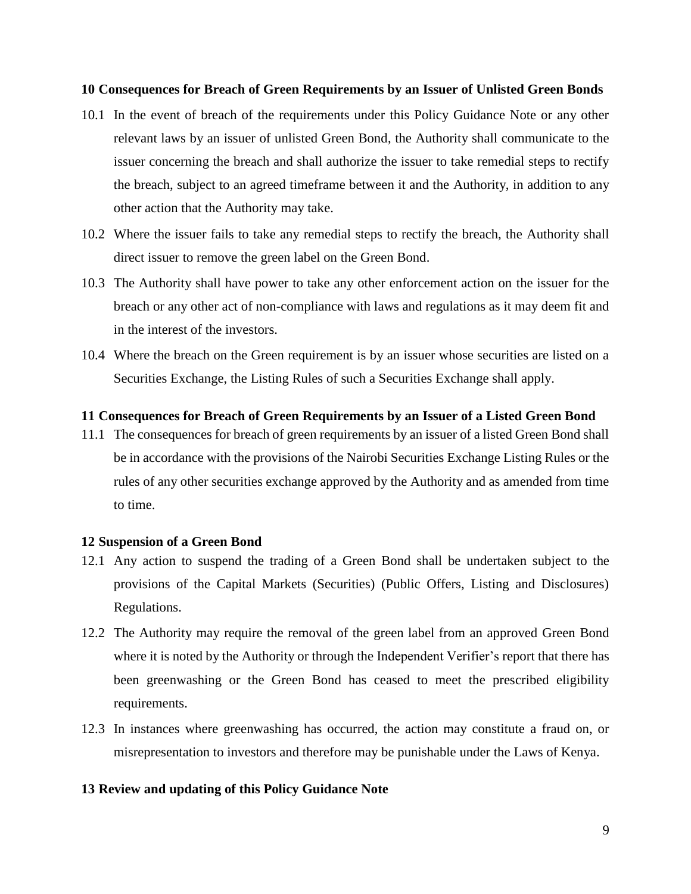## 10 Consequences for Breach of Green Requirements by an Issuer of Unlisted Green Bonds

10.1 In the event of breach of the requirements under this Policy Guidance Note or any other relevant laws by an issuer of unlisted Green Bond, the Authority shall communicate to the issuer concerning the breach and shall authorize the issuer to take remedial steps to rectify the breach, subject to an agreed timeframe between it and the Authority, in addition to any other action that the Authority may take.

10.2 Where the issuer fails to take any remedial steps to rectify the breach, the Authority shall direct issuer to remove the green label on the Green Bond.

10.3 The Authority shall have power to take any other enforcement action on the issuer for the breach or any other act of non-compliance with laws and regulations as it may deem fit and in the interest of the investors.

10.4 Where the breach on the Green requirement is by an issuer whose securities are listed on a Securities Exchange, the Listing Rules of such a Securities Exchange shall apply.

## 11 Consequences for Breach of Green Requirements by an Issuer of a Listed Green Bond

11.1 The consequences for breach of green requirements by an issuer of a listed Green Bond shall be in accordance with the provisions of the Nairobi Securities Exchange Listing Rules or the rules of any other securities exchange approved by the Authority and as amended from time to time.

## 12 Suspension of a Green Bond

12.1 Any action to suspend the trading of a Green Bond shall be undertaken subject to the provisions of the Capital Markets (Securities) (Public Offers, Listing and Disclosures) Regulations.

12.2 The Authority may require the removal of the green label from an approved Green Bond where it is noted by the Authority or through the Independent Verifier's report that there has been greenwashing or the Green Bond has ceased to meet the prescribed eligibility requirements.

12.3 In instances where greenwashing has occurred, the action may constitute a fraud on, or misrepresentation to investors and therefore may be punishable under the Laws of Kenya.

## 13 Review and updating of this Policy Guidance Note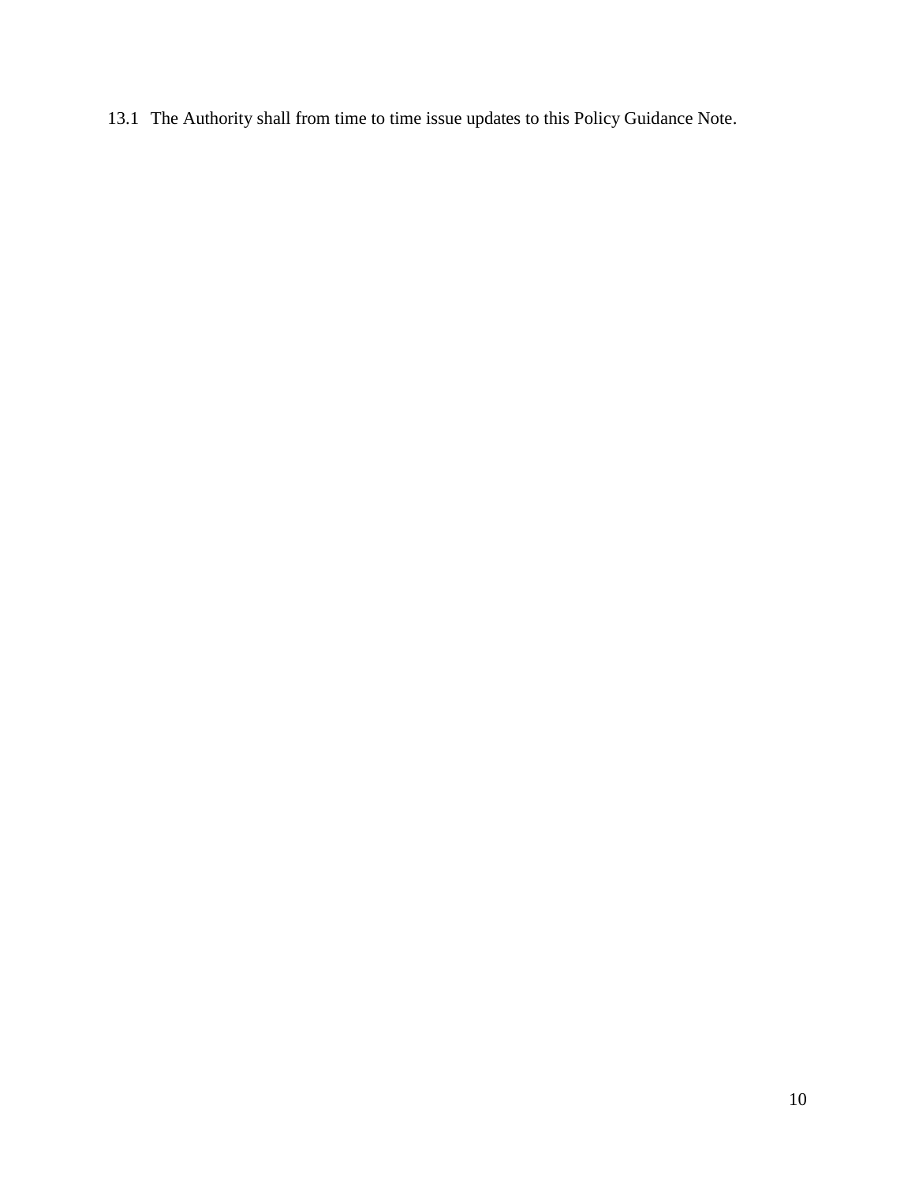13.1 The Authority shall from time to time issue updates to this Policy Guidance Note.